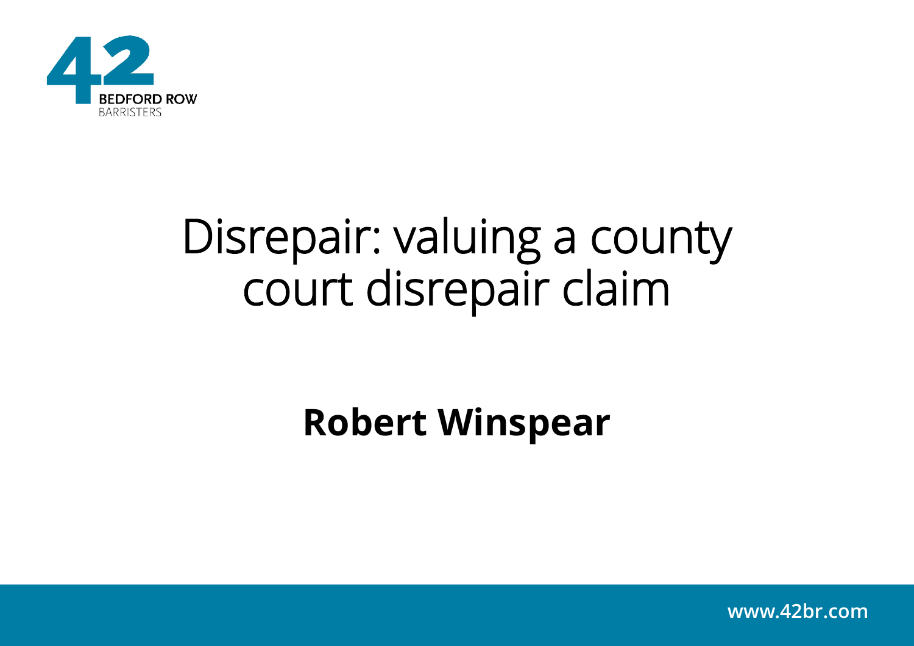# Disrepair: valuing a county court disrepair claim

**Robert Winspear**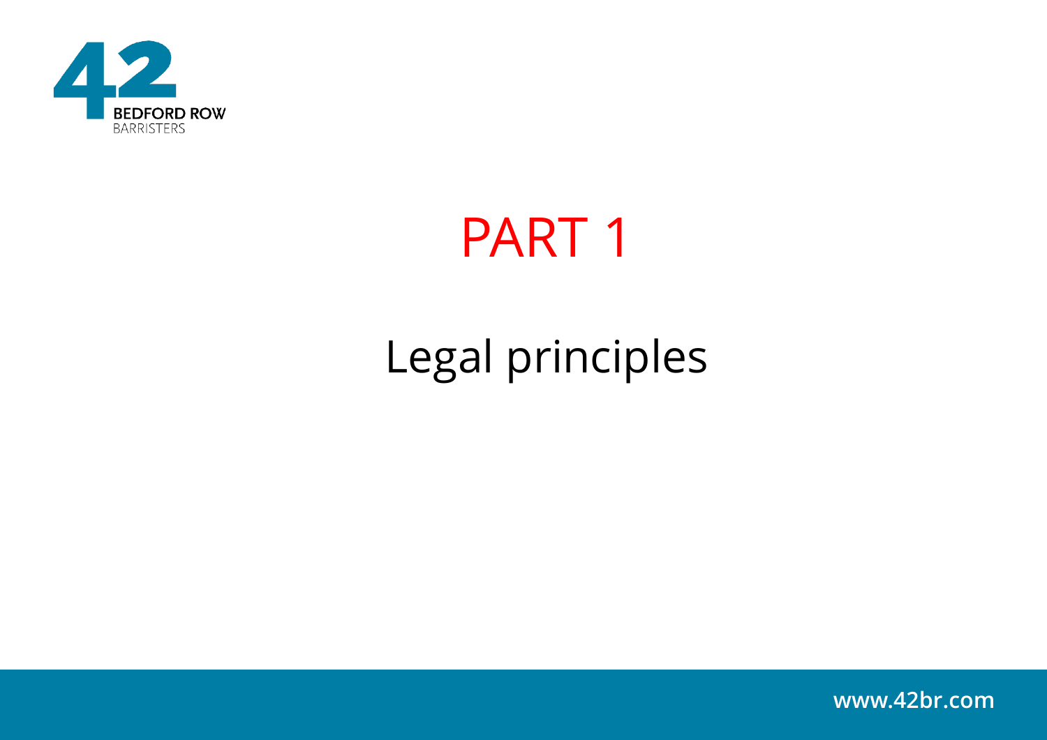# PART 1

## Legal principles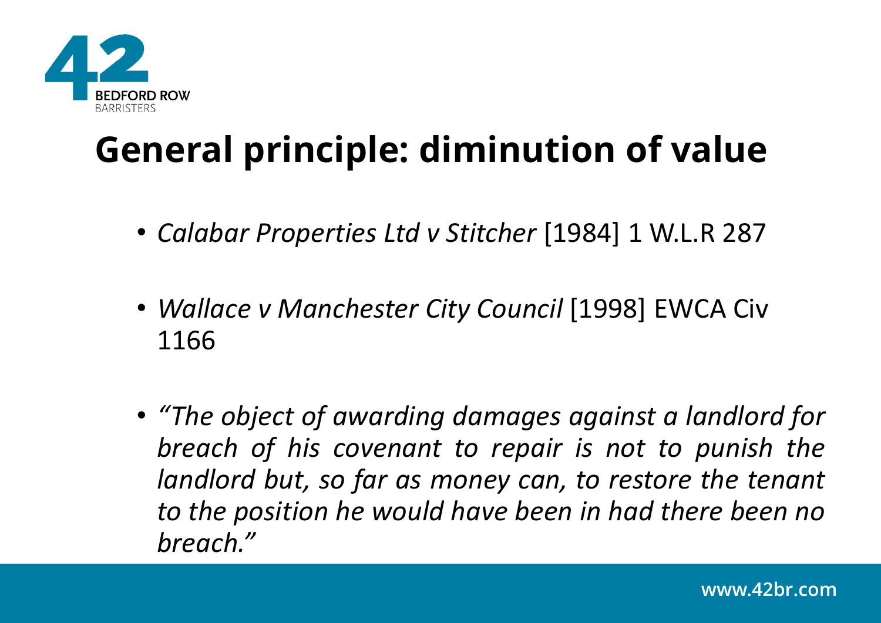# General principle: diminution of value

- *Calabar Properties Ltd v Stitcher* [1984] 1 W.L.R 287
- *Wallace v Manchester City Council* [1998] EWCA Civ 1166
- *"The object of awarding damages against a landlord for breach of his covenant to repair is not to punish the landlord but, so far as money can, to restore the tenant to the position he would have been in had there been no breach."*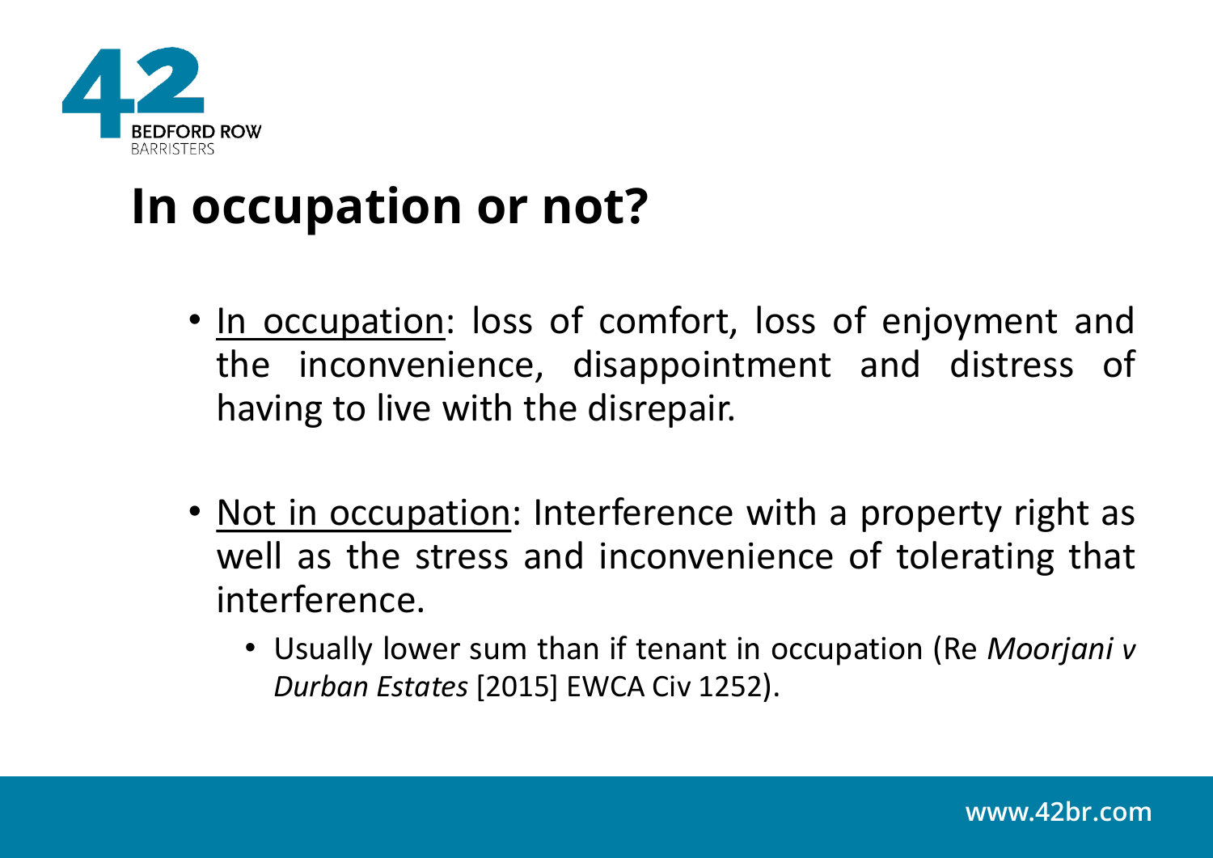# In occupation or not?

- In occupation: loss of comfort, loss of enjoyment and the inconvenience, disappointment and distress of having to live with the disrepair.

- Not in occupation: Interference with a property right as well as the stress and inconvenience of tolerating that interference.
  - Usually lower sum than if tenant in occupation (Re *Moorjani v Durban Estates* [2015] EWCA Civ 1252).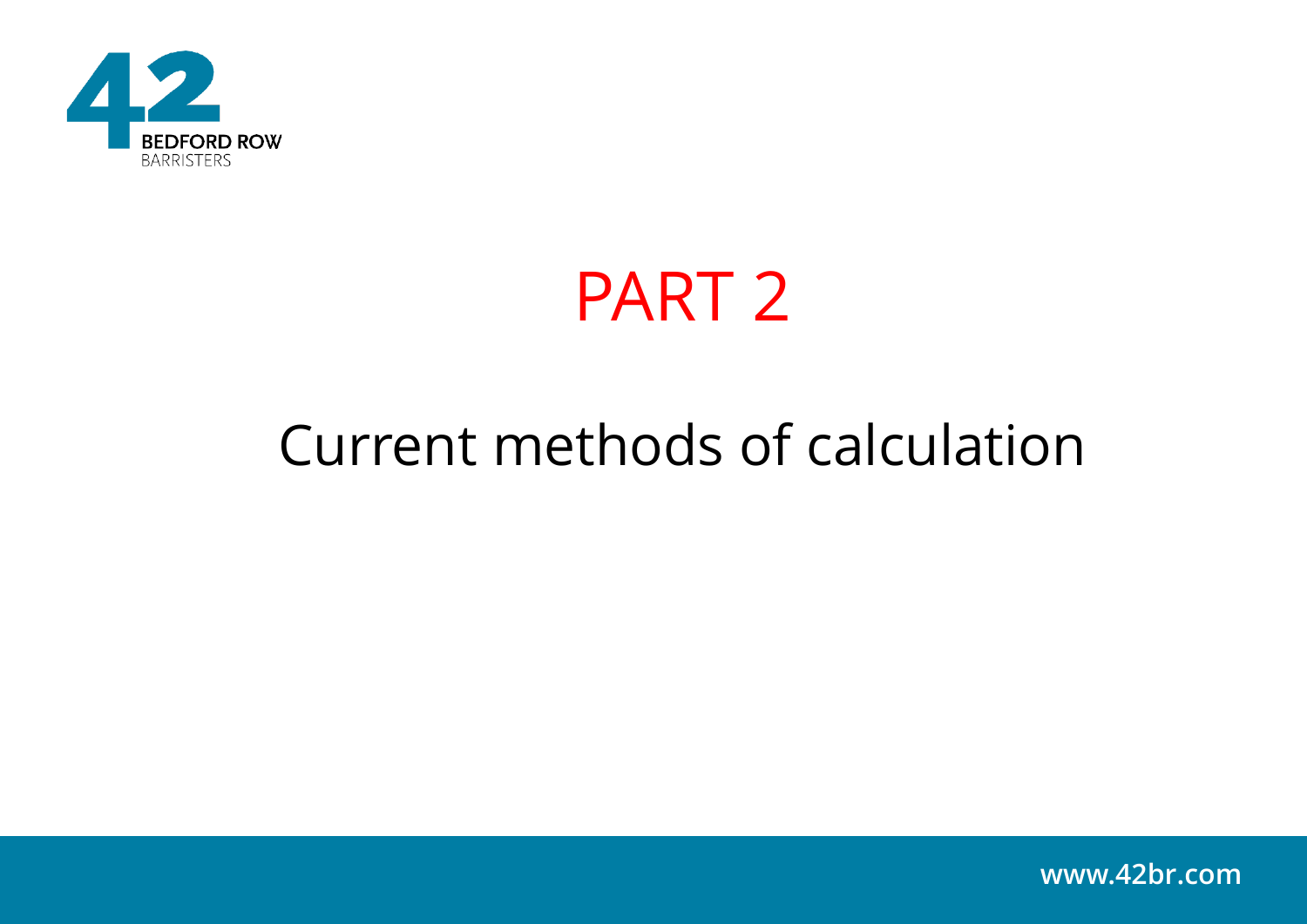# PART 2

## Current methods of calculation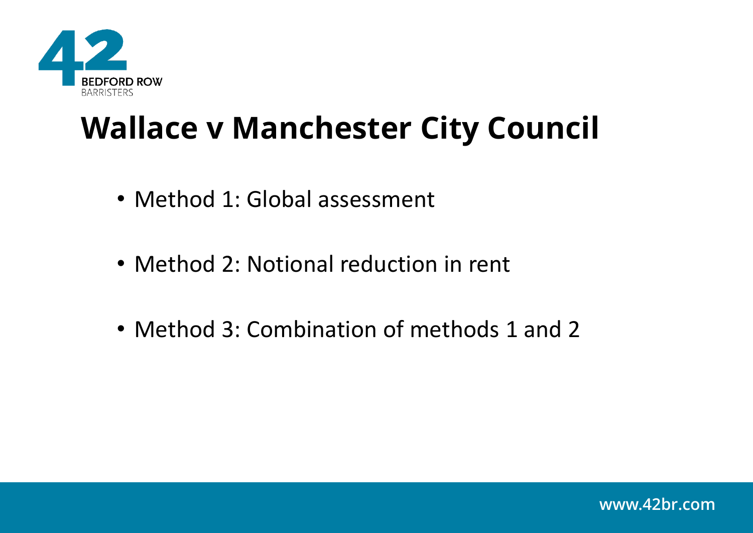# Wallace v Manchester City Council

- Method 1: Global assessment
- Method 2: Notional reduction in rent
- Method 3: Combination of methods 1 and 2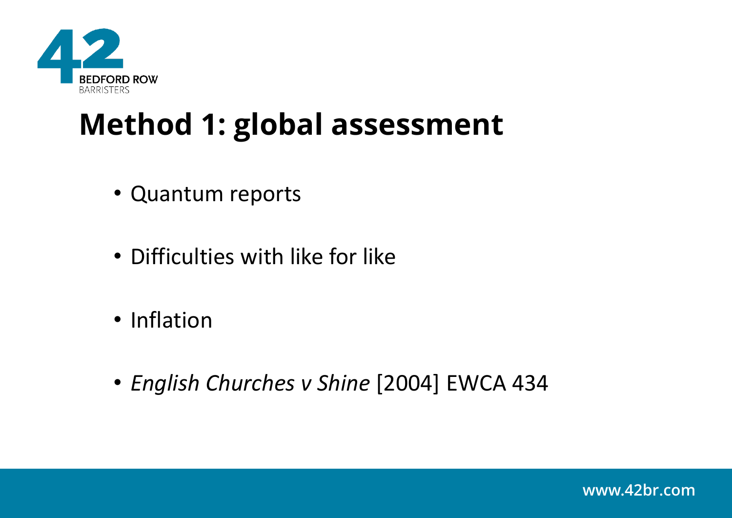# Method 1: global assessment

- Quantum reports
- Difficulties with like for like
- Inflation
- *English Churches v Shine* [2004] EWCA 434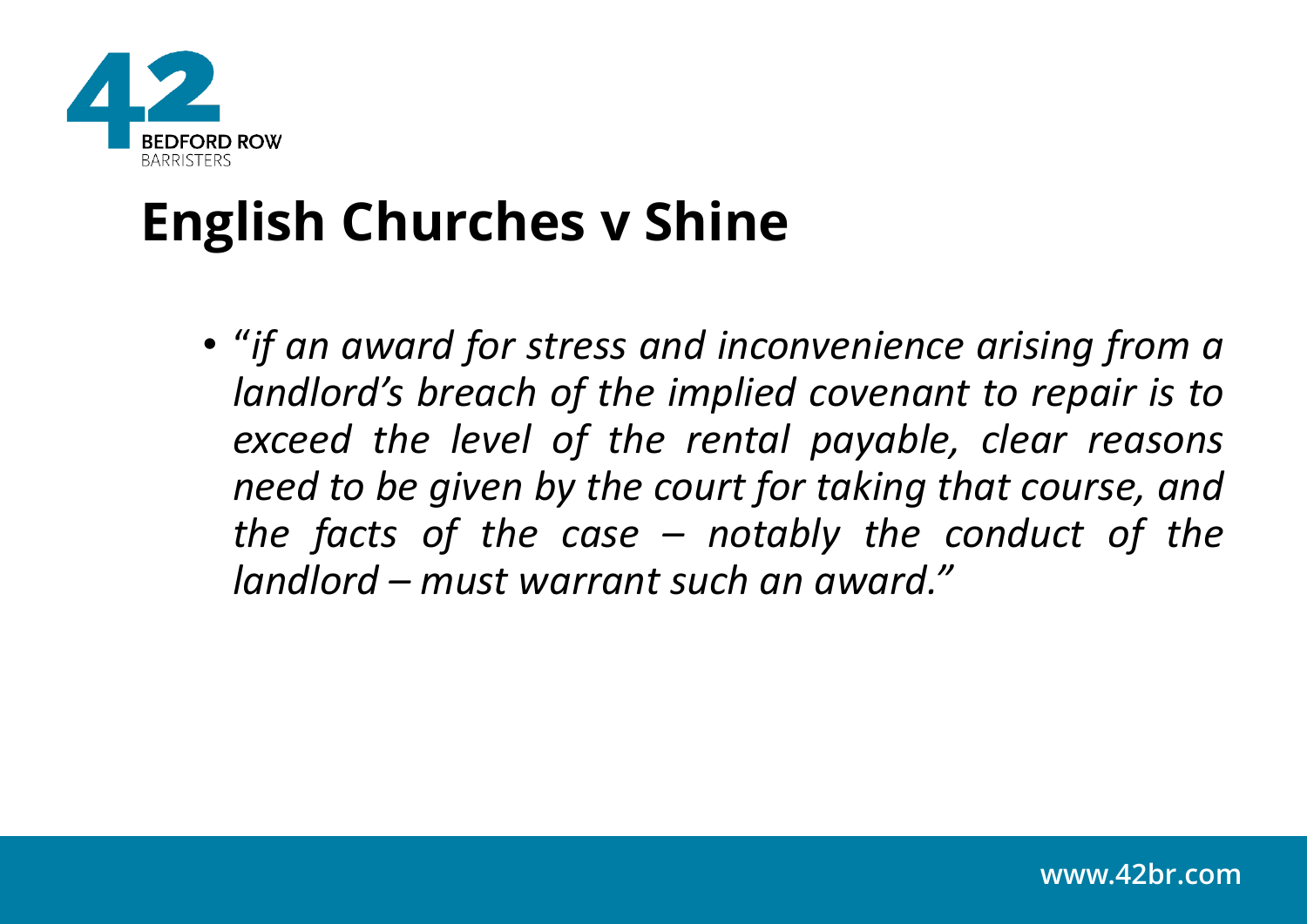# English Churches v Shine

- "*if an award for stress and inconvenience arising from a landlord's breach of the implied covenant to repair is to exceed the level of the rental payable, clear reasons need to be given by the court for taking that course, and the facts of the case – notably the conduct of the landlord – must warrant such an award.*"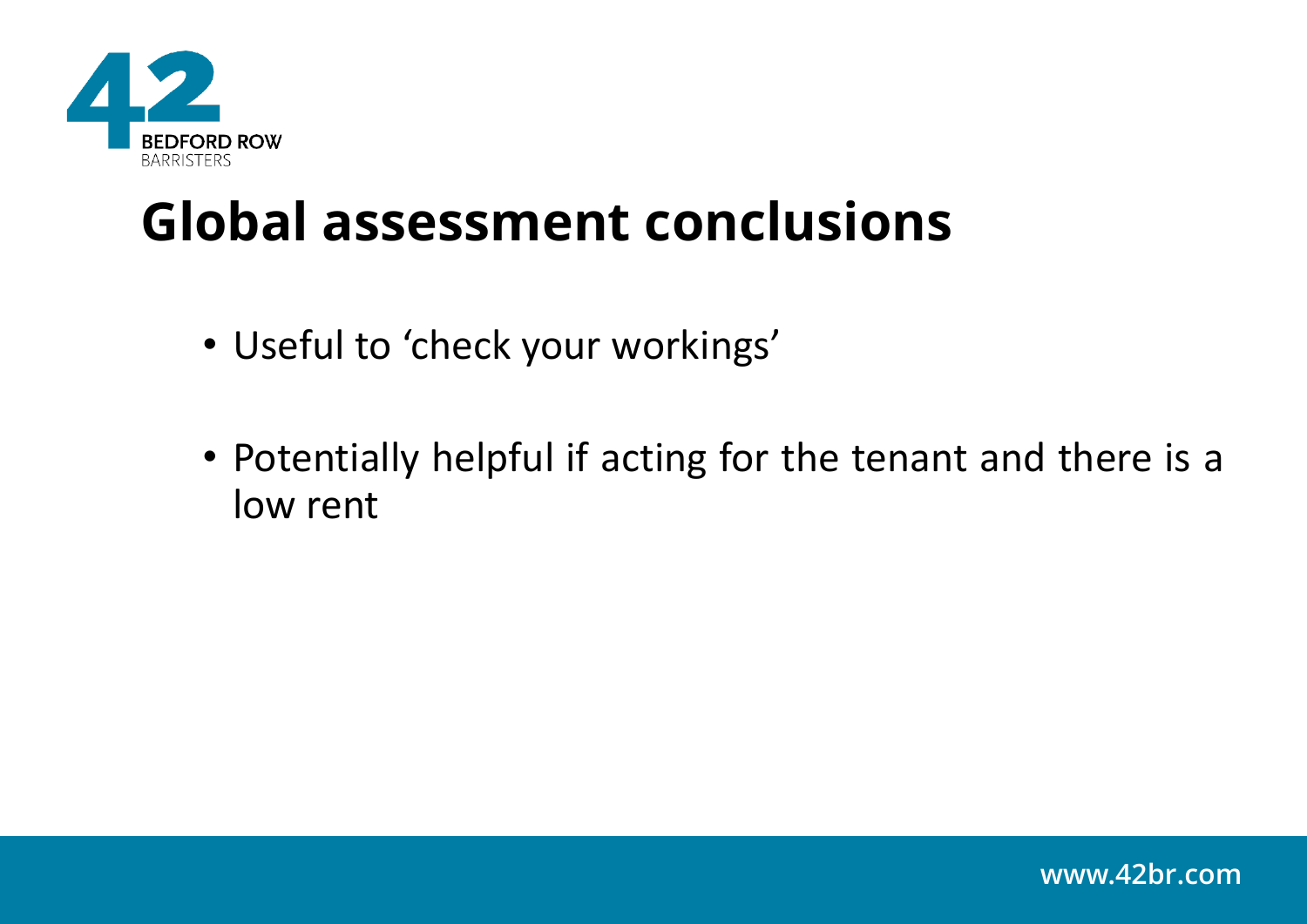# Global assessment conclusions

- Useful to ‘check your workings’
- Potentially helpful if acting for the tenant and there is a low rent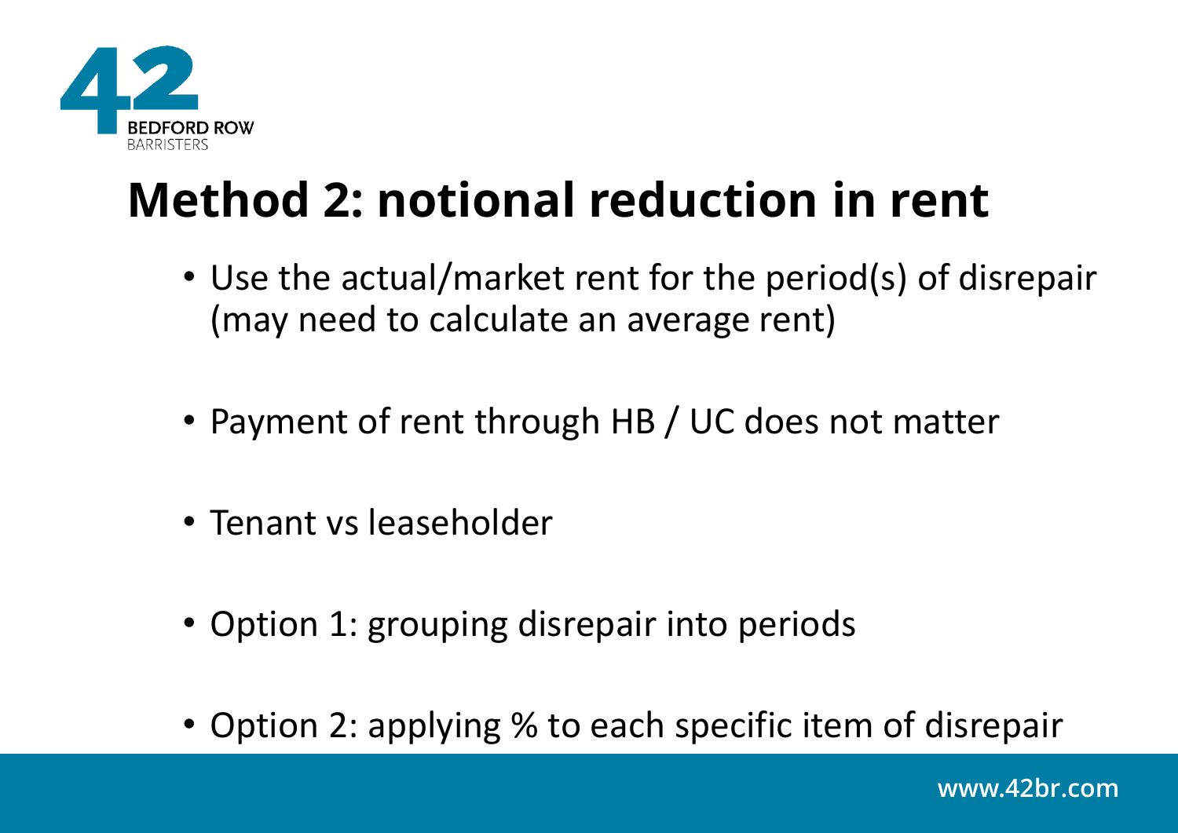# Method 2: notional reduction in rent

- Use the actual/market rent for the period(s) of disrepair (may need to calculate an average rent)
- Payment of rent through HB / UC does not matter
- Tenant vs leaseholder
- Option 1: grouping disrepair into periods
- Option 2: applying % to each specific item of disrepair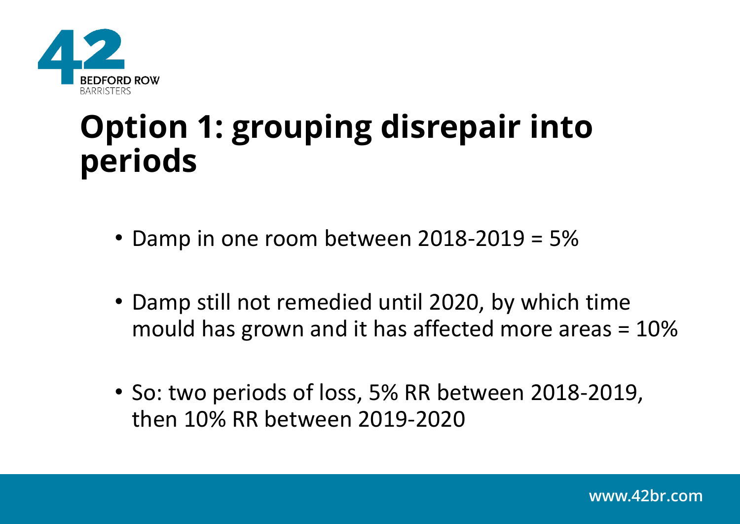# Option 1: grouping disrepair into periods

- Damp in one room between 2018-2019 = 5%
- Damp still not remedied until 2020, by which time mould has grown and it has affected more areas = 10%
- So: two periods of loss, 5% RR between 2018-2019, then 10% RR between 2019-2020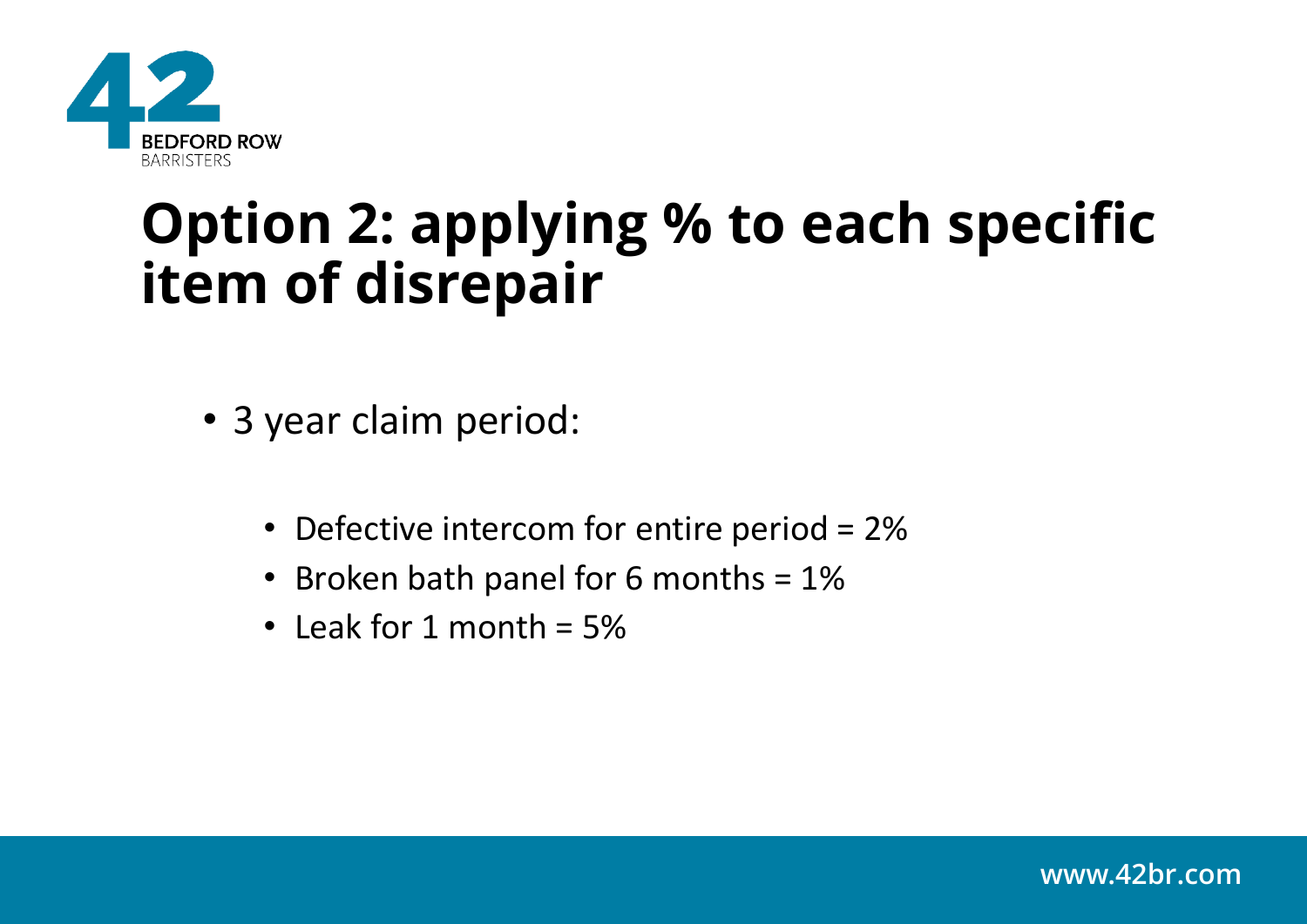# Option 2: applying % to each specific item of disrepair

- 3 year claim period:
  - Defective intercom for entire period = 2%
  - Broken bath panel for 6 months = 1%
  - Leak for 1 month = 5%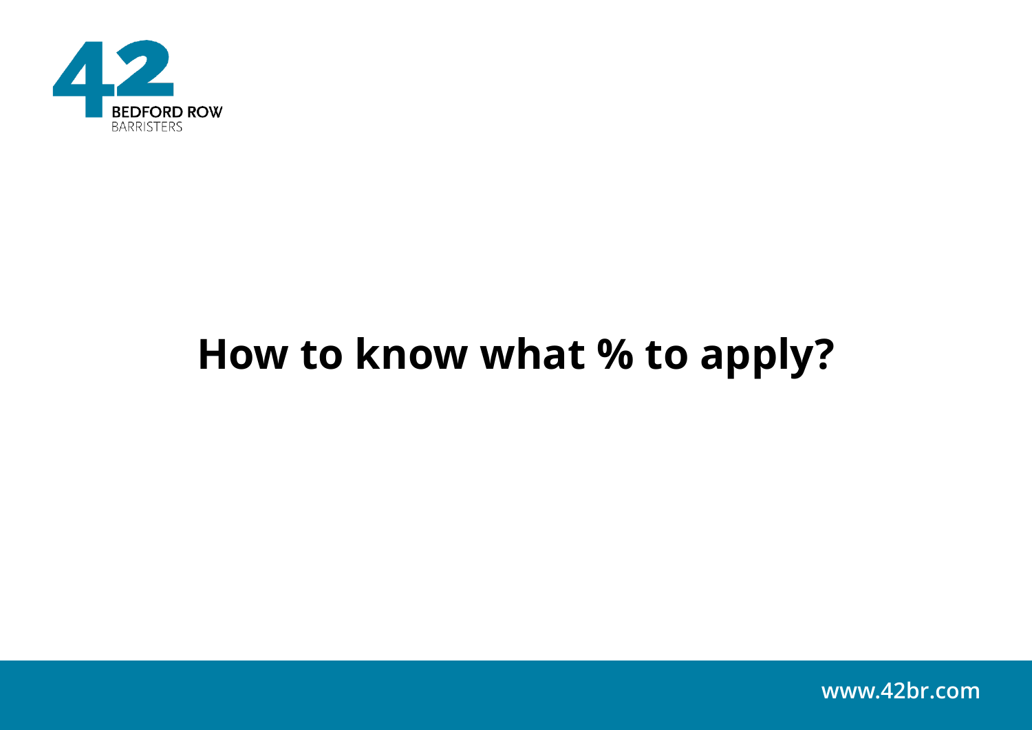# How to know what % to apply?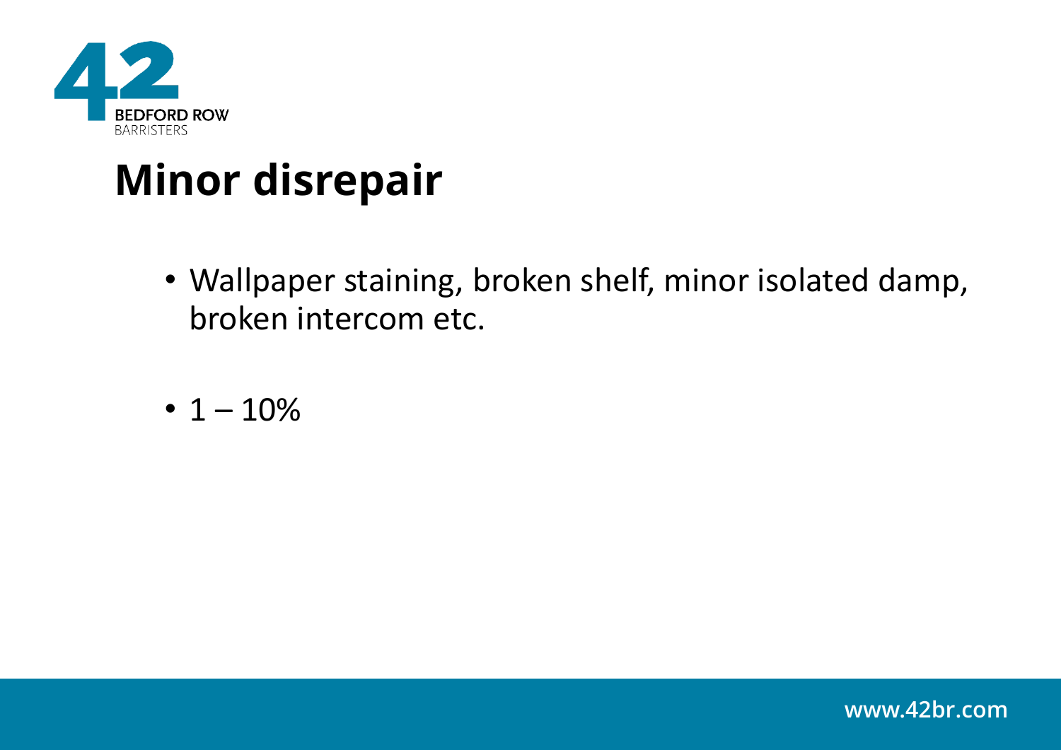# Minor disrepair

- Wallpaper staining, broken shelf, minor isolated damp, broken intercom etc.

- 1 – 10%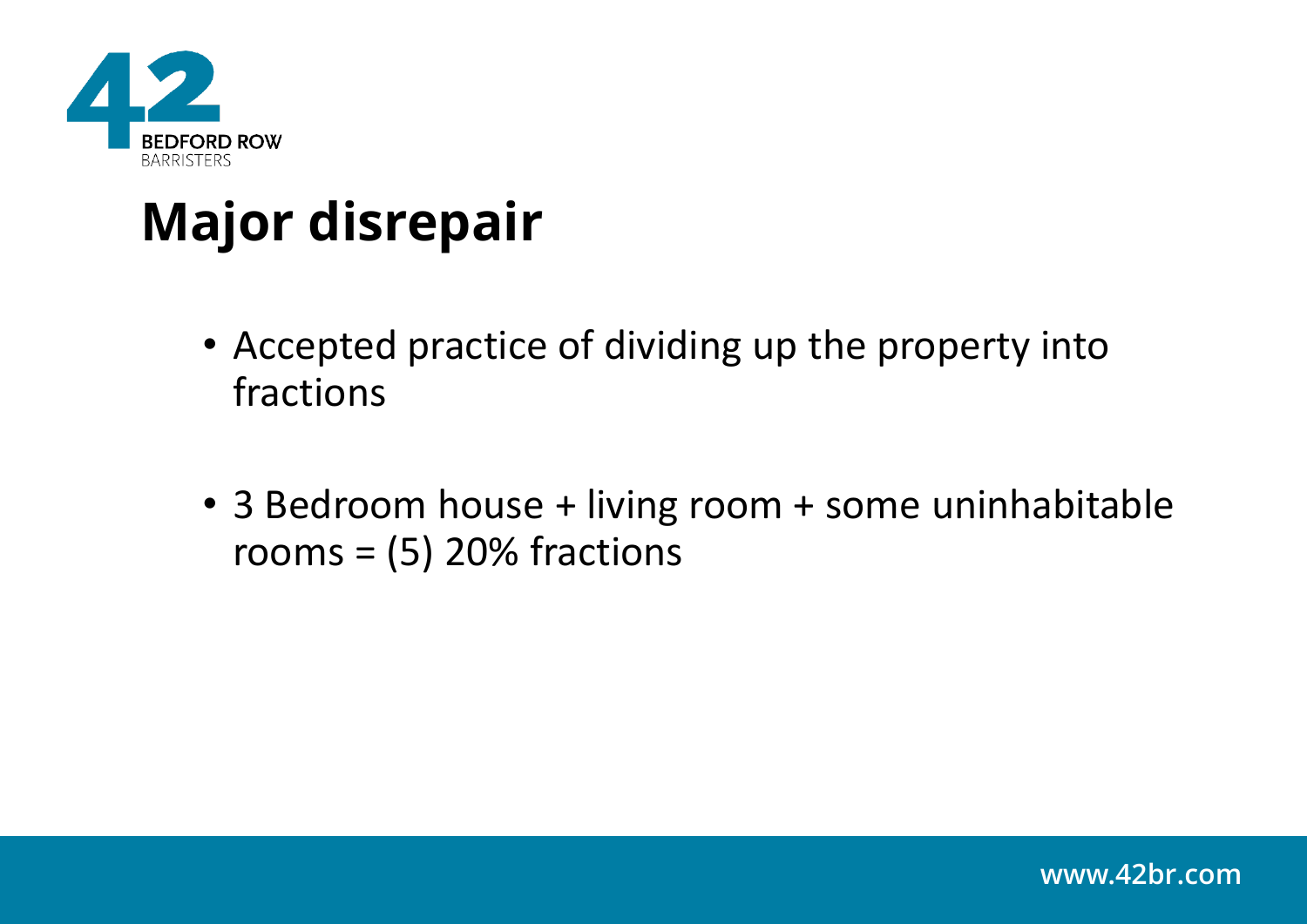# Major disrepair

- Accepted practice of dividing up the property into fractions
- 3 Bedroom house + living room + some uninhabitable rooms = (5) 20% fractions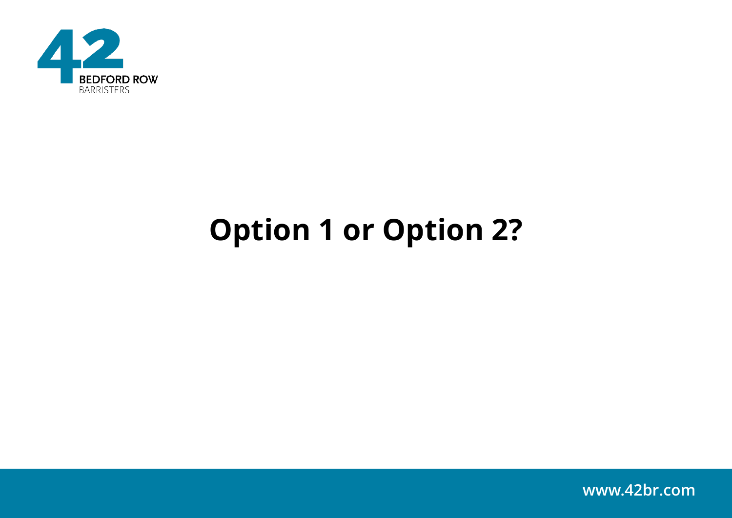# Option 1 or Option 2?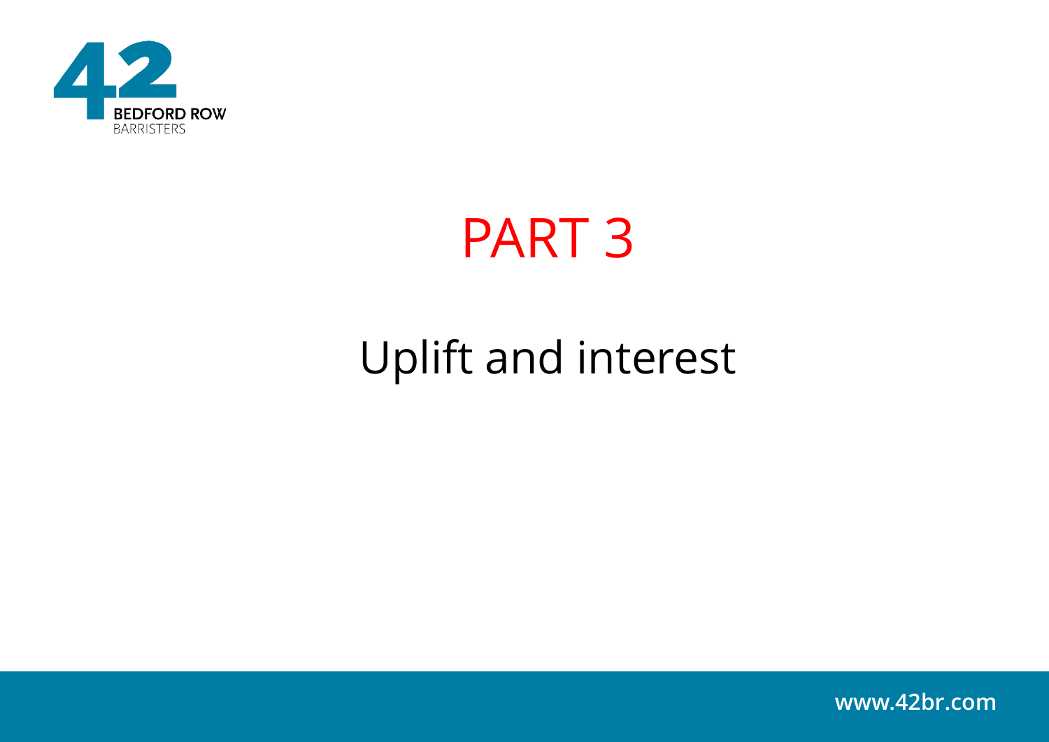# PART 3

## Uplift and interest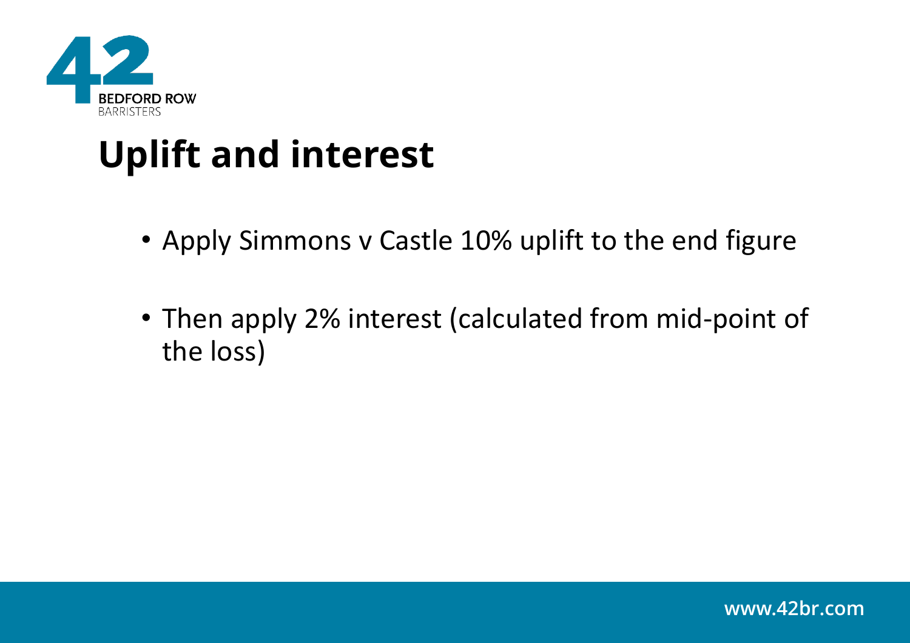# Uplift and interest

- Apply Simmons v Castle 10% uplift to the end figure
- Then apply 2% interest (calculated from mid-point of the loss)